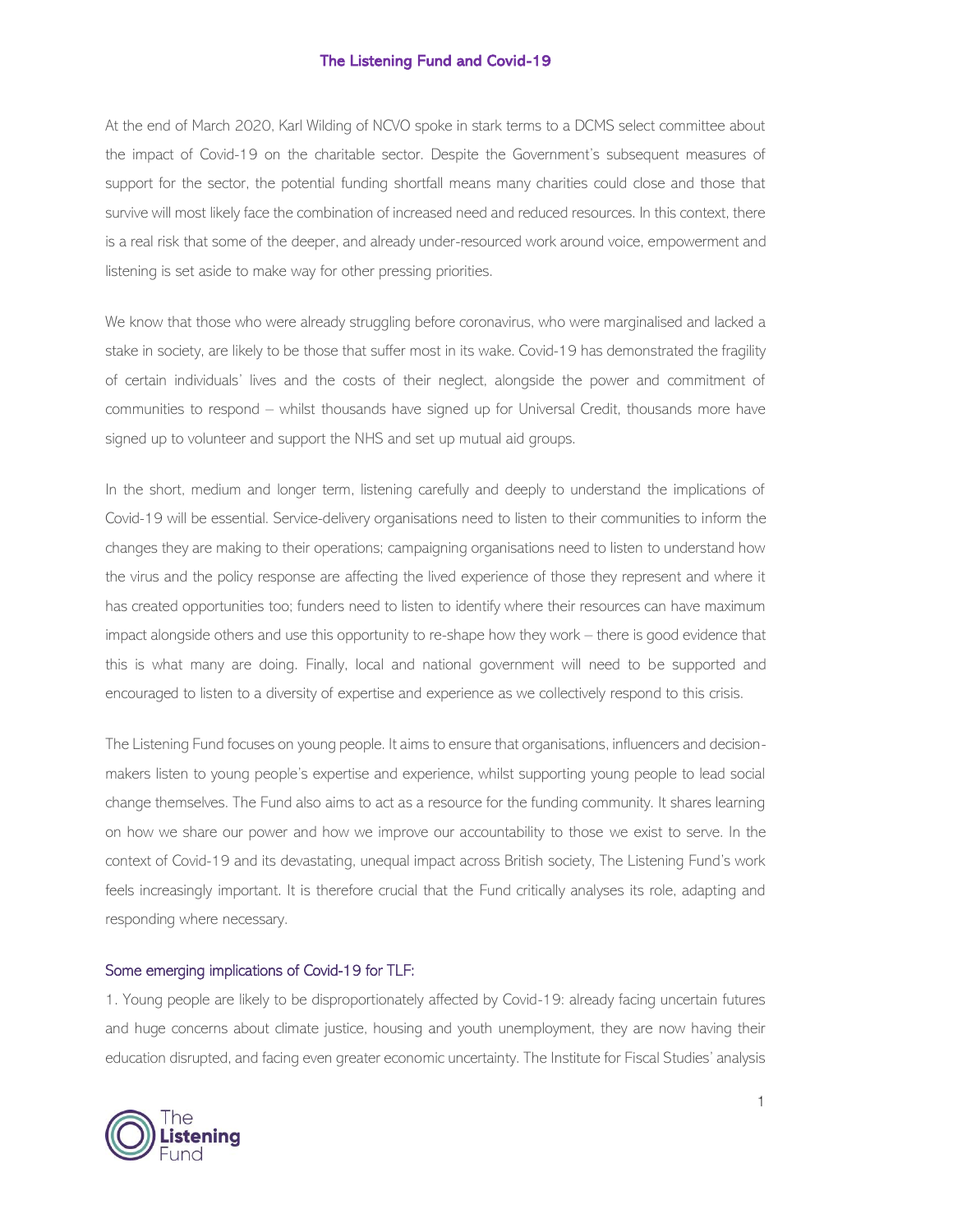# The Listening Fund and Covid-19

At the end of March 2020, Karl Wilding of NCVO spoke in stark terms to a DCMS select committee about the impact of Covid-19 on the charitable sector. Despite the Government's subsequent measures of support for the sector, the potential funding shortfall means many charities could close and those that survive will most likely face the combination of increased need and reduced resources. In this context, there is a real risk that some of the deeper, and already under-resourced work around voice, empowerment and listening is set aside to make way for other pressing priorities.

We know that those who were already struggling before coronavirus, who were marginalised and lacked a stake in society, are likely to be those that suffer most in its wake. Covid-19 has demonstrated the fragility of certain individuals' lives and the costs of their neglect, alongside the power and commitment of communities to respond – whilst thousands have signed up for Universal Credit, thousands more have signed up to volunteer and support the NHS and set up mutual aid groups.

In the short, medium and longer term, listening carefully and deeply to understand the implications of Covid-19 will be essential. Service-delivery organisations need to listen to their communities to inform the changes they are making to their operations; campaigning organisations need to listen to understand how the virus and the policy response are affecting the lived experience of those they represent and where it has created opportunities too; funders need to listen to identify where their resources can have maximum impact alongside others and use this opportunity to re-shape how they work – there is good evidence that this is what many are doing. Finally, local and national government will need to be supported and encouraged to listen to a diversity of expertise and experience as we collectively respond to this crisis.

The Listening Fund focuses on young people. It aims to ensure that organisations, influencers and decision-makers listen to young people's expertise and experience, whilst supporting young people to lead social change themselves. The Fund also aims to act as a resource for the funding community. It shares learning on how we share our power and how we improve our accountability to those we exist to serve. In the context of Covid-19 and its devastating, unequal impact across British society, The Listening Fund's work feels increasingly important. It is therefore crucial that the Fund critically analyses its role, adapting and responding where necessary.

## Some emerging implications of Covid-19 for TLF:

1. Young people are likely to be disproportionately affected by Covid-19: already facing uncertain futures and huge concerns about climate justice, housing and youth unemployment, they are now having their education disrupted, and facing even greater economic uncertainty. The Institute for Fiscal Studies' analysis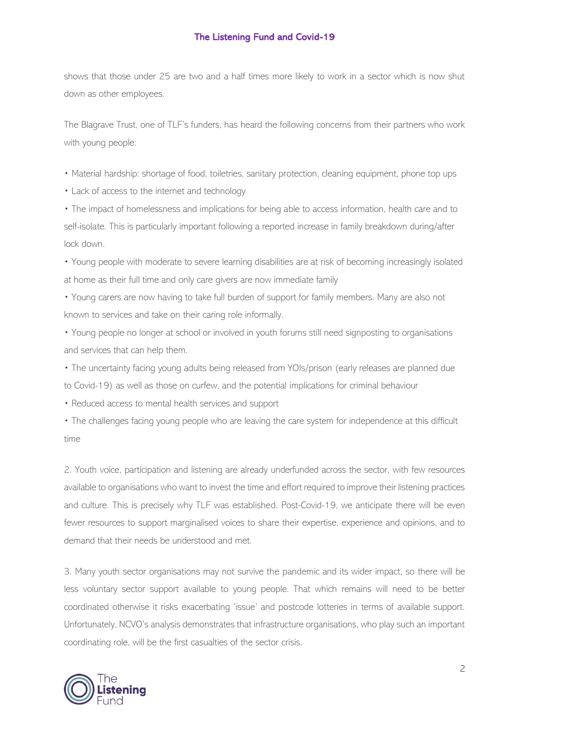shows that those under 25 are two and a half times more likely to work in a sector which is now shut down as other employees.

The Blagrave Trust, one of TLF's funders, has heard the following concerns from their partners who work with young people:

- Material hardship: shortage of food, toiletries, sanitary protection, cleaning equipment, phone top ups
- Lack of access to the internet and technology
- The impact of homelessness and implications for being able to access information, health care and to self-isolate. This is particularly important following a reported increase in family breakdown during/after lock down.
- Young people with moderate to severe learning disabilities are at risk of becoming increasingly isolated at home as their full time and only care givers are now immediate family
- Young carers are now having to take full burden of support for family members. Many are also not known to services and take on their caring role informally.
- Young people no longer at school or involved in youth forums still need signposting to organisations and services that can help them.
- The uncertainty facing young adults being released from YOIs/prison (early releases are planned due to Covid-19) as well as those on curfew, and the potential implications for criminal behaviour
- Reduced access to mental health services and support
- The challenges facing young people who are leaving the care system for independence at this difficult time

2. Youth voice, participation and listening are already underfunded across the sector, with few resources available to organisations who want to invest the time and effort required to improve their listening practices and culture. This is precisely why TLF was established. Post-Covid-19, we anticipate there will be even fewer resources to support marginalised voices to share their expertise, experience and opinions, and to demand that their needs be understood and met.

3. Many youth sector organisations may not survive the pandemic and its wider impact, so there will be less voluntary sector support available to young people. That which remains will need to be better coordinated otherwise it risks exacerbating 'issue' and postcode lotteries in terms of available support. Unfortunately, NCVO's analysis demonstrates that infrastructure organisations, who play such an important coordinating role, will be the first casualties of the sector crisis.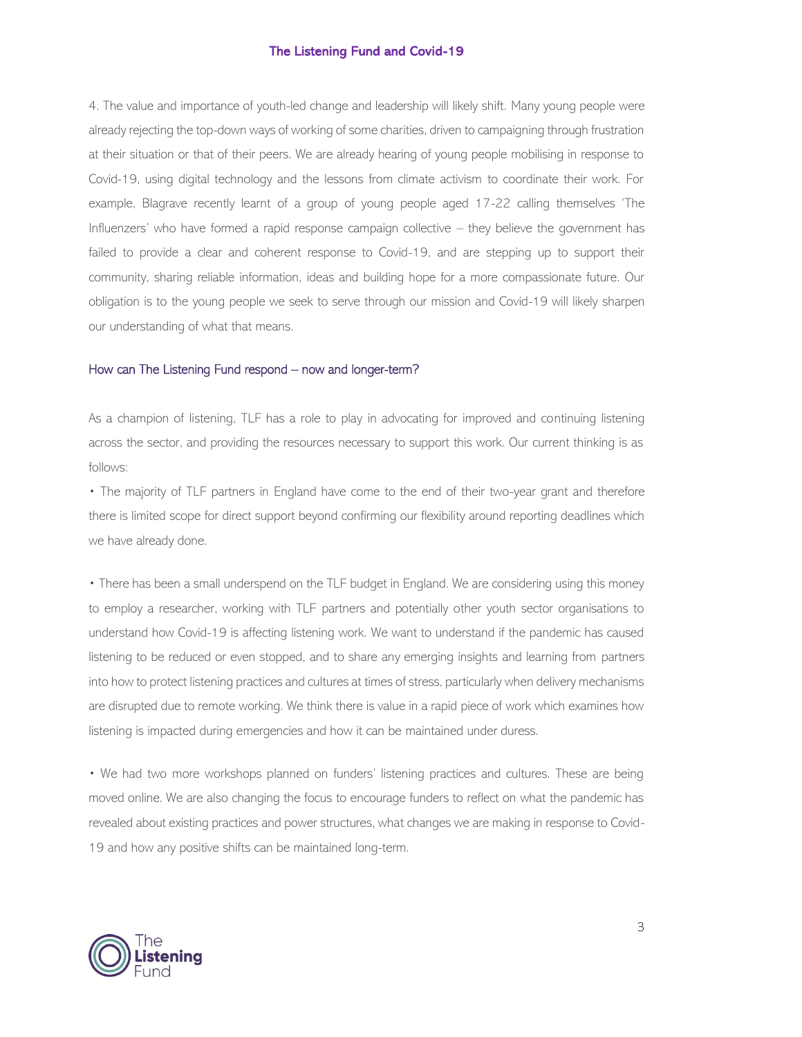4. The value and importance of youth-led change and leadership will likely shift. Many young people were already rejecting the top-down ways of working of some charities, driven to campaigning through frustration at their situation or that of their peers. We are already hearing of young people mobilising in response to Covid-19, using digital technology and the lessons from climate activism to coordinate their work. For example, Blagrave recently learnt of a group of young people aged 17-22 calling themselves 'The Influenzers' who have formed a rapid response campaign collective – they believe the government has failed to provide a clear and coherent response to Covid-19, and are stepping up to support their community, sharing reliable information, ideas and building hope for a more compassionate future. Our obligation is to the young people we seek to serve through our mission and Covid-19 will likely sharpen our understanding of what that means.

## How can The Listening Fund respond – now and longer-term?

As a champion of listening, TLF has a role to play in advocating for improved and continuing listening across the sector, and providing the resources necessary to support this work. Our current thinking is as follows:

- The majority of TLF partners in England have come to the end of their two-year grant and therefore there is limited scope for direct support beyond confirming our flexibility around reporting deadlines which we have already done.

- There has been a small underspend on the TLF budget in England. We are considering using this money to employ a researcher, working with TLF partners and potentially other youth sector organisations to understand how Covid-19 is affecting listening work. We want to understand if the pandemic has caused listening to be reduced or even stopped, and to share any emerging insights and learning from partners into how to protect listening practices and cultures at times of stress, particularly when delivery mechanisms are disrupted due to remote working. We think there is value in a rapid piece of work which examines how listening is impacted during emergencies and how it can be maintained under duress.

- We had two more workshops planned on funders' listening practices and cultures. These are being moved online. We are also changing the focus to encourage funders to reflect on what the pandemic has revealed about existing practices and power structures, what changes we are making in response to Covid-19 and how any positive shifts can be maintained long-term.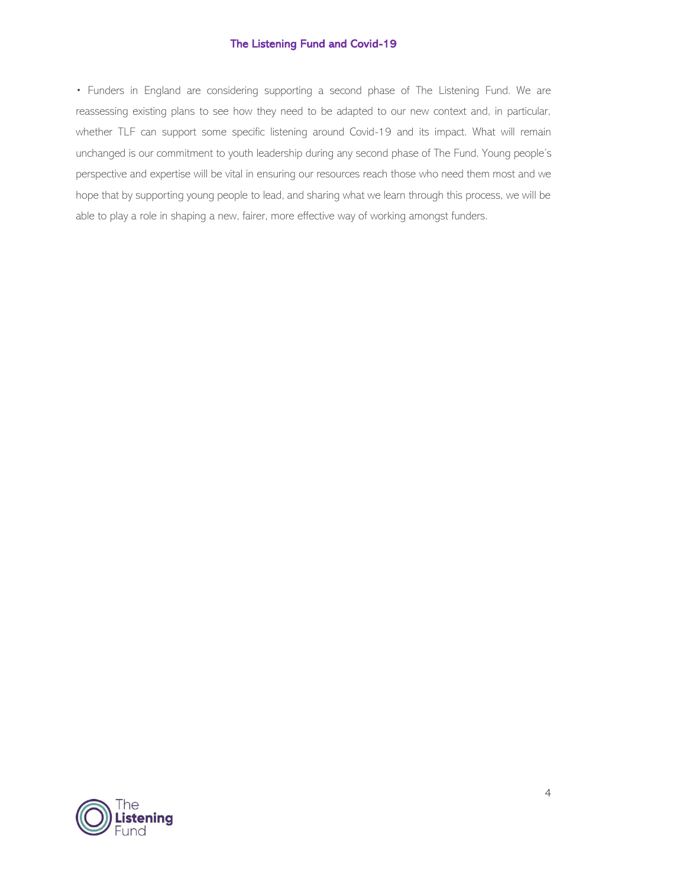- Funders in England are considering supporting a second phase of The Listening Fund. We are reassessing existing plans to see how they need to be adapted to our new context and, in particular, whether TLF can support some specific listening around Covid-19 and its impact. What will remain unchanged is our commitment to youth leadership during any second phase of The Fund. Young people's perspective and expertise will be vital in ensuring our resources reach those who need them most and we hope that by supporting young people to lead, and sharing what we learn through this process, we will be able to play a role in shaping a new, fairer, more effective way of working amongst funders.